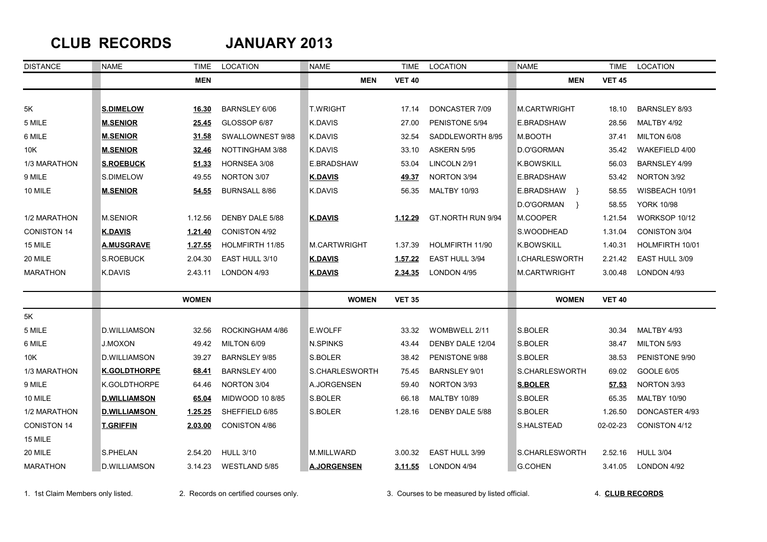# CLUB RECORDS JANUARY 2013

| DISTANCE | NAME | TIME | LOCATION | NAME | TIME | LOCATION | NAME | TIME | LOCATION |
|---|---|---|---|---|---|---|---|---|---|
| | | **MEN** | | **MEN** | **VET 40** | | **MEN** | **VET 45** | |
| 5K | **S.DIMELOW** | **16.30** | BARNSLEY 6/06 | T.WRIGHT | 17.14 | DONCASTER 7/09 | M.CARTWRIGHT | 18.10 | BARNSLEY 8/93 |
| 5 MILE | **M.SENIOR** | **25.45** | GLOSSOP 6/87 | K.DAVIS | 27.00 | PENISTONE 5/94 | E.BRADSHAW | 28.56 | MALTBY 4/92 |
| 6 MILE | **M.SENIOR** | **31.58** | SWALLOWNEST 9/88 | K.DAVIS | 32.54 | SADDLEWORTH 8/95 | M.BOOTH | 37.41 | MILTON 6/08 |
| 10K | **M.SENIOR** | **32.46** | NOTTINGHAM 3/88 | K.DAVIS | 33.10 | ASKERN 5/95 | D.O'GORMAN | 35.42 | WAKEFIELD 4/00 |
| 1/3 MARATHON | **S.ROEBUCK** | **51.33** | HORNSEA 3/08 | E.BRADSHAW | 53.04 | LINCOLN 2/91 | K.BOWSKILL | 56.03 | BARNSLEY 4/99 |
| 9 MILE | S.DIMELOW | 49.55 | NORTON 3/07 | **K.DAVIS** | **49.37** | NORTON 3/94 | E.BRADSHAW | 53.42 | NORTON 3/92 |
| 10 MILE | **M.SENIOR** | **54.55** | BURNSALL 8/86 | K.DAVIS | 56.35 | MALTBY 10/93 | E.BRADSHAW } | 58.55 | WISBEACH 10/91 |
| | | | | | | | D.O'GORMAN } | 58.55 | YORK 10/98 |
| 1/2 MARATHON | M.SENIOR | 1.12.56 | DENBY DALE 5/88 | **K.DAVIS** | **1.12.29** | GT.NORTH RUN 9/94 | M.COOPER | 1.21.54 | WORKSOP 10/12 |
| CONISTON 14 | **K.DAVIS** | **1.21.40** | CONISTON 4/92 | | | | S.WOODHEAD | 1.31.04 | CONISTON 3/04 |
| 15 MILE | **A.MUSGRAVE** | **1.27.55** | HOLMFIRTH 11/85 | M.CARTWRIGHT | 1.37.39 | HOLMFIRTH 11/90 | K.BOWSKILL | 1.40.31 | HOLMFIRTH 10/01 |
| 20 MILE | S.ROEBUCK | 2.04.30 | EAST HULL 3/10 | **K.DAVIS** | **1.57.22** | EAST HULL 3/94 | I.CHARLESWORTH | 2.21.42 | EAST HULL 3/09 |
| MARATHON | K.DAVIS | 2.43.11 | LONDON 4/93 | **K.DAVIS** | **2.34.35** | LONDON 4/95 | M.CARTWRIGHT | 3.00.48 | LONDON 4/93 |
| | | **WOMEN** | | **WOMEN** | **VET 35** | | **WOMEN** | **VET 40** | |
| 5K | | | | | | | | | |
| 5 MILE | D.WILLIAMSON | 32.56 | ROCKINGHAM 4/86 | E.WOLFF | 33.32 | WOMBWELL 2/11 | S.BOLER | 30.34 | MALTBY 4/93 |
| 6 MILE | J.MOXON | 49.42 | MILTON 6/09 | N.SPINKS | 43.44 | DENBY DALE 12/04 | S.BOLER | 38.47 | MILTON 5/93 |
| 10K | D.WILLIAMSON | 39.27 | BARNSLEY 9/85 | S.BOLER | 38.42 | PENISTONE 9/88 | S.BOLER | 38.53 | PENISTONE 9/90 |
| 1/3 MARATHON | **K.GOLDTHORPE** | **68.41** | BARNSLEY 4/00 | S.CHARLESWORTH | 75.45 | BARNSLEY 9/01 | S.CHARLESWORTH | 69.02 | GOOLE 6/05 |
| 9 MILE | K.GOLDTHORPE | 64.46 | NORTON 3/04 | A.JORGENSEN | 59.40 | NORTON 3/93 | **S.BOLER** | **57.53** | NORTON 3/93 |
| 10 MILE | **D.WILLIAMSON** | **65.04** | MIDWOOD 10 8/85 | S.BOLER | 66.18 | MALTBY 10/89 | S.BOLER | 65.35 | MALTBY 10/90 |
| 1/2 MARATHON | **D.WILLIAMSON** | **1.25.25** | SHEFFIELD 6/85 | S.BOLER | 1.28.16 | DENBY DALE 5/88 | S.BOLER | 1.26.50 | DONCASTER 4/93 |
| CONISTON 14 | **T.GRIFFIN** | **2.03.00** | CONISTON 4/86 | | | | S.HALSTEAD | 02-02-23 | CONISTON 4/12 |
| 15 MILE | | | | | | | | | |
| 20 MILE | S.PHELAN | 2.54.20 | HULL 3/10 | M.MILLWARD | 3.00.32 | EAST HULL 3/99 | S.CHARLESWORTH | 2.52.16 | HULL 3/04 |
| MARATHON | D.WILLIAMSON | 3.14.23 | WESTLAND 5/85 | **A.JORGENSEN** | **3.11.55** | LONDON 4/94 | G.COHEN | 3.41.05 | LONDON 4/92 |

1. 1st Claim Members only listed.
2. Records on certified courses only.
3. Courses to be measured by listed official.
4. **CLUB RECORDS**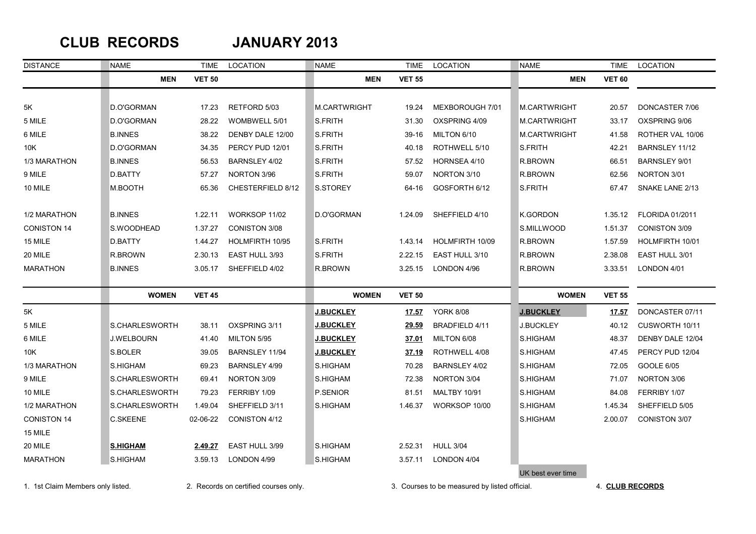# CLUB RECORDS JANUARY 2013

| DISTANCE | NAME | TIME | LOCATION | NAME | TIME | LOCATION | NAME | TIME | LOCATION |
|---|---|---|---|---|---|---|---|---|---|
| | **MEN** | **VET 50** | | **MEN** | **VET 55** | | **MEN** | **VET 60** | |
| 5K | D.O'GORMAN | 17.23 | RETFORD 5/03 | M.CARTWRIGHT | 19.24 | MEXBOROUGH 7/01 | M.CARTWRIGHT | 20.57 | DONCASTER 7/06 |
| 5 MILE | D.O'GORMAN | 28.22 | WOMBWELL 5/01 | S.FRITH | 31.30 | OXSPRING 4/09 | M.CARTWRIGHT | 33.17 | OXSPRING 9/06 |
| 6 MILE | B.INNES | 38.22 | DENBY DALE 12/00 | S.FRITH | 39-16 | MILTON 6/10 | M.CARTWRIGHT | 41.58 | ROTHER VAL 10/06 |
| 10K | D.O'GORMAN | 34.35 | PERCY PUD 12/01 | S.FRITH | 40.18 | ROTHWELL 5/10 | S.FRITH | 42.21 | BARNSLEY 11/12 |
| 1/3 MARATHON | B.INNES | 56.53 | BARNSLEY 4/02 | S.FRITH | 57.52 | HORNSEA 4/10 | R.BROWN | 66.51 | BARNSLEY 9/01 |
| 9 MILE | D.BATTY | 57.27 | NORTON 3/96 | S.FRITH | 59.07 | NORTON 3/10 | R.BROWN | 62.56 | NORTON 3/01 |
| 10 MILE | M.BOOTH | 65.36 | CHESTERFIELD 8/12 | S.STOREY | 64-16 | GOSFORTH 6/12 | S.FRITH | 67.47 | SNAKE LANE 2/13 |
| 1/2 MARATHON | B.INNES | 1.22.11 | WORKSOP 11/02 | D.O'GORMAN | 1.24.09 | SHEFFIELD 4/10 | K.GORDON | 1.35.12 | FLORIDA 01/2011 |
| CONISTON 14 | S.WOODHEAD | 1.37.27 | CONISTON 3/08 | | | | S.MILLWOOD | 1.51.37 | CONISTON 3/09 |
| 15 MILE | D.BATTY | 1.44.27 | HOLMFIRTH 10/95 | S.FRITH | 1.43.14 | HOLMFIRTH 10/09 | R.BROWN | 1.57.59 | HOLMFIRTH 10/01 |
| 20 MILE | R.BROWN | 2.30.13 | EAST HULL 3/93 | S.FRITH | 2.22.15 | EAST HULL 3/10 | R.BROWN | 2.38.08 | EAST HULL 3/01 |
| MARATHON | B.INNES | 3.05.17 | SHEFFIELD 4/02 | R.BROWN | 3.25.15 | LONDON 4/96 | R.BROWN | 3.33.51 | LONDON 4/01 |
| | **WOMEN** | **VET 45** | | **WOMEN** | **VET 50** | | **WOMEN** | **VET 55** | |
| 5K | | | | **J.BUCKLEY** | **17.57** | YORK 8/08 | **J.BUCKLEY** | **17.57** | DONCASTER 07/11 |
| 5 MILE | S.CHARLESWORTH | 38.11 | OXSPRING 3/11 | **J.BUCKLEY** | **29.59** | BRADFIELD 4/11 | J.BUCKLEY | 40.12 | CUSWORTH 10/11 |
| 6 MILE | J.WELBOURN | 41.40 | MILTON 5/95 | **J.BUCKLEY** | **37.01** | MILTON 6/08 | S.HIGHAM | 48.37 | DENBY DALE 12/04 |
| 10K | S.BOLER | 39.05 | BARNSLEY 11/94 | **J.BUCKLEY** | **37.19** | ROTHWELL 4/08 | S.HIGHAM | 47.45 | PERCY PUD 12/04 |
| 1/3 MARATHON | S.HIGHAM | 69.23 | BARNSLEY 4/99 | S.HIGHAM | 70.28 | BARNSLEY 4/02 | S.HIGHAM | 72.05 | GOOLE 6/05 |
| 9 MILE | S.CHARLESWORTH | 69.41 | NORTON 3/09 | S.HIGHAM | 72.38 | NORTON 3/04 | S.HIGHAM | 71.07 | NORTON 3/06 |
| 10 MILE | S.CHARLESWORTH | 79.23 | FERRIBY 1/09 | P.SENIOR | 81.51 | MALTBY 10/91 | S.HIGHAM | 84.08 | FERRIBY 1/07 |
| 1/2 MARATHON | S.CHARLESWORTH | 1.49.04 | SHEFFIELD 3/11 | S.HIGHAM | 1.46.37 | WORKSOP 10/00 | S.HIGHAM | 1.45.34 | SHEFFIELD 5/05 |
| CONISTON 14 | C.SKEENE | 02-06-22 | CONISTON 4/12 | | | | S.HIGHAM | 2.00.07 | CONISTON 3/07 |
| 15 MILE | | | | | | | | | |
| 20 MILE | **S.HIGHAM** | **2.49.27** | EAST HULL 3/99 | S.HIGHAM | 2.52.31 | HULL 3/04 | | | |
| MARATHON | S.HIGHAM | 3.59.13 | LONDON 4/99 | S.HIGHAM | 3.57.11 | LONDON 4/04 | | | |

UK best ever time

1. 1st Claim Members only listed.
2. Records on certified courses only.
3. Courses to be measured by listed official.
4. **CLUB RECORDS**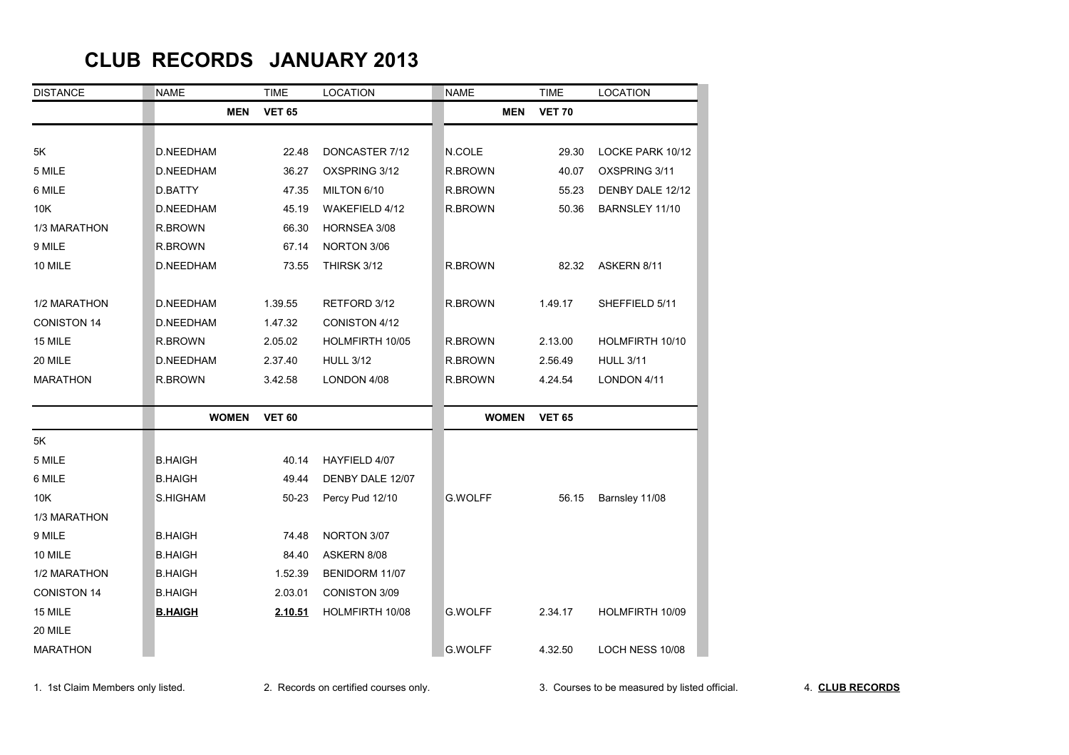# CLUB RECORDS JANUARY 2013

| DISTANCE | NAME | TIME | LOCATION | NAME | TIME | LOCATION |
|---|---|---|---|---|---|---|
| | **MEN** | **VET 65** | | **MEN** | **VET 70** | |
| 5K | D.NEEDHAM | 22.48 | DONCASTER 7/12 | N.COLE | 29.30 | LOCKE PARK 10/12 |
| 5 MILE | D.NEEDHAM | 36.27 | OXSPRING 3/12 | R.BROWN | 40.07 | OXSPRING 3/11 |
| 6 MILE | D.BATTY | 47.35 | MILTON 6/10 | R.BROWN | 55.23 | DENBY DALE 12/12 |
| 10K | D.NEEDHAM | 45.19 | WAKEFIELD 4/12 | R.BROWN | 50.36 | BARNSLEY 11/10 |
| 1/3 MARATHON | R.BROWN | 66.30 | HORNSEA 3/08 | | | |
| 9 MILE | R.BROWN | 67.14 | NORTON 3/06 | | | |
| 10 MILE | D.NEEDHAM | 73.55 | THIRSK 3/12 | R.BROWN | 82.32 | ASKERN 8/11 |
| 1/2 MARATHON | D.NEEDHAM | 1.39.55 | RETFORD 3/12 | R.BROWN | 1.49.17 | SHEFFIELD 5/11 |
| CONISTON 14 | D.NEEDHAM | 1.47.32 | CONISTON 4/12 | | | |
| 15 MILE | R.BROWN | 2.05.02 | HOLMFIRTH 10/05 | R.BROWN | 2.13.00 | HOLMFIRTH 10/10 |
| 20 MILE | D.NEEDHAM | 2.37.40 | HULL 3/12 | R.BROWN | 2.56.49 | HULL 3/11 |
| MARATHON | R.BROWN | 3.42.58 | LONDON 4/08 | R.BROWN | 4.24.54 | LONDON 4/11 |
| | **WOMEN** | **VET 60** | | **WOMEN** | **VET 65** | |
| 5K | | | | | | |
| 5 MILE | B.HAIGH | 40.14 | HAYFIELD 4/07 | | | |
| 6 MILE | B.HAIGH | 49.44 | DENBY DALE 12/07 | | | |
| 10K | S.HIGHAM | 50-23 | Percy Pud 12/10 | G.WOLFF | 56.15 | Barnsley 11/08 |
| 1/3 MARATHON | | | | | | |
| 9 MILE | B.HAIGH | 74.48 | NORTON 3/07 | | | |
| 10 MILE | B.HAIGH | 84.40 | ASKERN 8/08 | | | |
| 1/2 MARATHON | B.HAIGH | 1.52.39 | BENIDORM 11/07 | | | |
| CONISTON 14 | B.HAIGH | 2.03.01 | CONISTON 3/09 | | | |
| 15 MILE | **B.HAIGH** | **2.10.51** | HOLMFIRTH 10/08 | G.WOLFF | 2.34.17 | HOLMFIRTH 10/09 |
| 20 MILE | | | | | | |
| MARATHON | | | | G.WOLFF | 4.32.50 | LOCH NESS 10/08 |

1. 1st Claim Members only listed. 2. Records on certified courses only. 3. Courses to be measured by listed official. 4. **CLUB RECORDS**